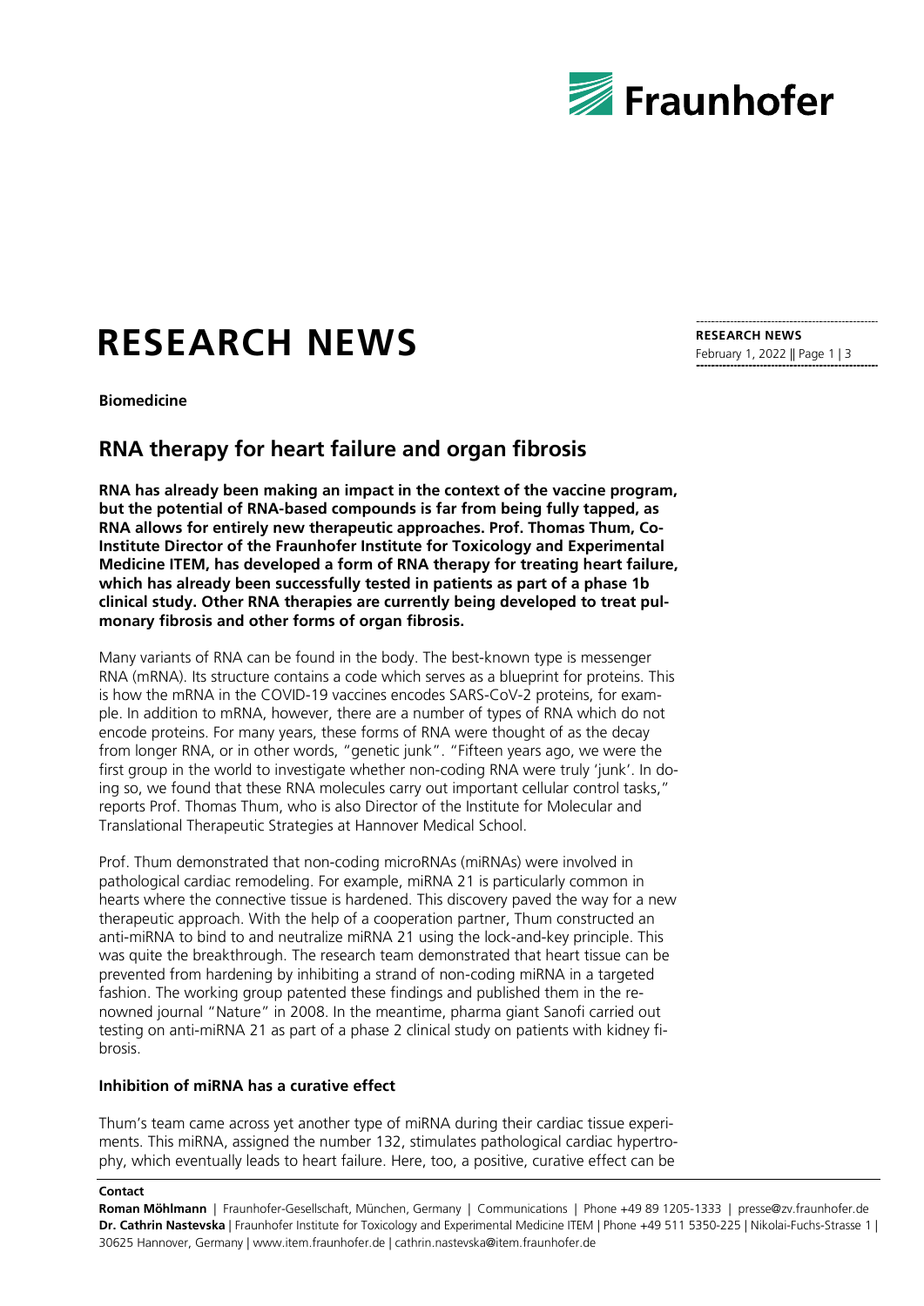# RESEARCH NEWS

**Biomedicine**

## RNA therapy for heart failure and organ fibrosis

**RNA has already been making an impact in the context of the vaccine program, but the potential of RNA-based compounds is far from being fully tapped, as RNA allows for entirely new therapeutic approaches. Prof. Thomas Thum, Co-Institute Director of the Fraunhofer Institute for Toxicology and Experimental Medicine ITEM, has developed a form of RNA therapy for treating heart failure, which has already been successfully tested in patients as part of a phase 1b clinical study. Other RNA therapies are currently being developed to treat pulmonary fibrosis and other forms of organ fibrosis.**

Many variants of RNA can be found in the body. The best-known type is messenger RNA (mRNA). Its structure contains a code which serves as a blueprint for proteins. This is how the mRNA in the COVID-19 vaccines encodes SARS-CoV-2 proteins, for example. In addition to mRNA, however, there are a number of types of RNA which do not encode proteins. For many years, these forms of RNA were thought of as the decay from longer RNA, or in other words, "genetic junk". "Fifteen years ago, we were the first group in the world to investigate whether non-coding RNA were truly 'junk'. In doing so, we found that these RNA molecules carry out important cellular control tasks," reports Prof. Thomas Thum, who is also Director of the Institute for Molecular and Translational Therapeutic Strategies at Hannover Medical School.

Prof. Thum demonstrated that non-coding microRNAs (miRNAs) were involved in pathological cardiac remodeling. For example, miRNA 21 is particularly common in hearts where the connective tissue is hardened. This discovery paved the way for a new therapeutic approach. With the help of a cooperation partner, Thum constructed an anti-miRNA to bind to and neutralize miRNA 21 using the lock-and-key principle. This was quite the breakthrough. The research team demonstrated that heart tissue can be prevented from hardening by inhibiting a strand of non-coding miRNA in a targeted fashion. The working group patented these findings and published them in the renowned journal "Nature" in 2008. In the meantime, pharma giant Sanofi carried out testing on anti-miRNA 21 as part of a phase 2 clinical study on patients with kidney fibrosis.

### Inhibition of miRNA has a curative effect

Thum's team came across yet another type of miRNA during their cardiac tissue experiments. This miRNA, assigned the number 132, stimulates pathological cardiac hypertrophy, which eventually leads to heart failure. Here, too, a positive, curative effect can be

**Contact**

**Roman Möhlmann** | Fraunhofer-Gesellschaft, München, Germany | Communications | Phone +49 89 1205-1333 | presse@zv.fraunhofer.de
**Dr. Cathrin Nastevska** | Fraunhofer Institute for Toxicology and Experimental Medicine ITEM | Phone +49 511 5350-225 | Nikolai-Fuchs-Strasse 1 | 30625 Hannover, Germany | www.item.fraunhofer.de | cathrin.nastevska@item.fraunhofer.de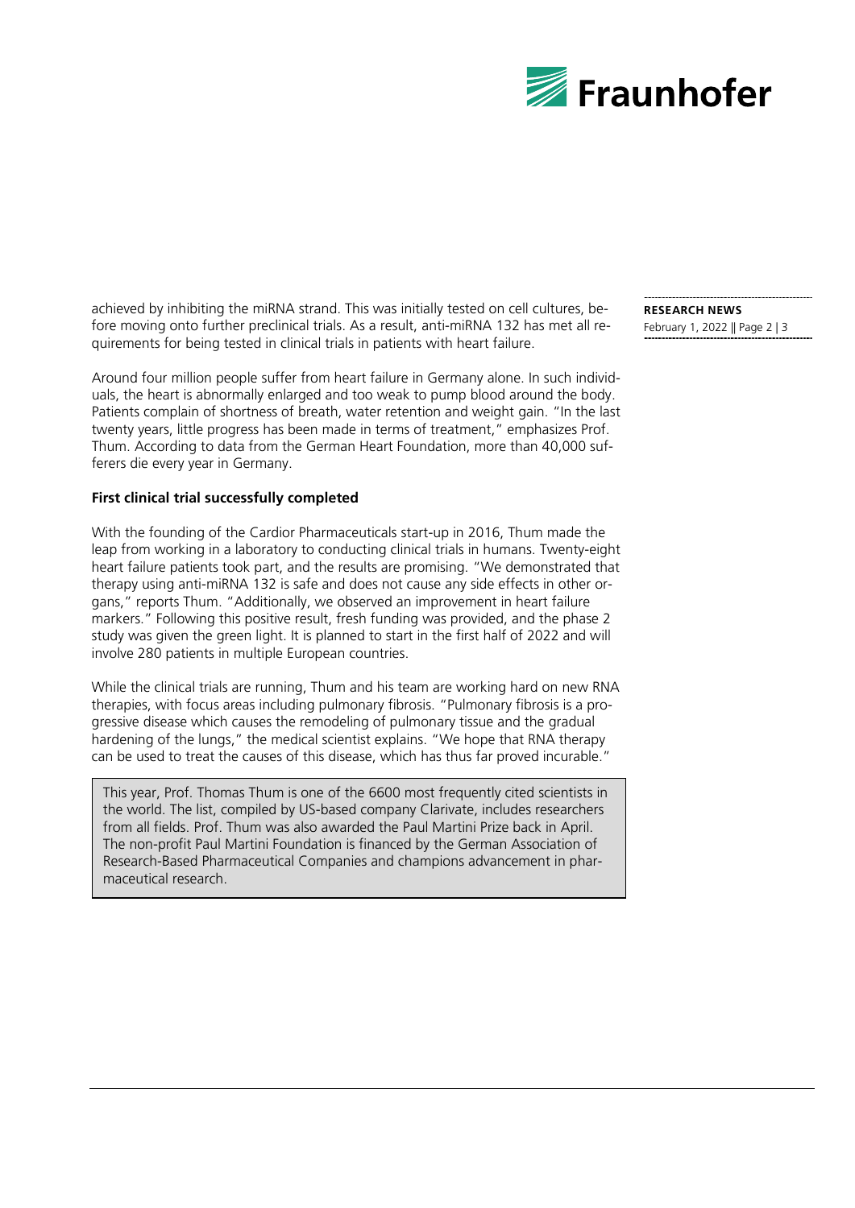achieved by inhibiting the miRNA strand. This was initially tested on cell cultures, before moving onto further preclinical trials. As a result, anti-miRNA 132 has met all requirements for being tested in clinical trials in patients with heart failure.

Around four million people suffer from heart failure in Germany alone. In such individuals, the heart is abnormally enlarged and too weak to pump blood around the body. Patients complain of shortness of breath, water retention and weight gain. "In the last twenty years, little progress has been made in terms of treatment," emphasizes Prof. Thum. According to data from the German Heart Foundation, more than 40,000 sufferers die every year in Germany.

**First clinical trial successfully completed**

With the founding of the Cardior Pharmaceuticals start-up in 2016, Thum made the leap from working in a laboratory to conducting clinical trials in humans. Twenty-eight heart failure patients took part, and the results are promising. "We demonstrated that therapy using anti-miRNA 132 is safe and does not cause any side effects in other organs," reports Thum. "Additionally, we observed an improvement in heart failure markers." Following this positive result, fresh funding was provided, and the phase 2 study was given the green light. It is planned to start in the first half of 2022 and will involve 280 patients in multiple European countries.

While the clinical trials are running, Thum and his team are working hard on new RNA therapies, with focus areas including pulmonary fibrosis. "Pulmonary fibrosis is a progressive disease which causes the remodeling of pulmonary tissue and the gradual hardening of the lungs," the medical scientist explains. "We hope that RNA therapy can be used to treat the causes of this disease, which has thus far proved incurable."

This year, Prof. Thomas Thum is one of the 6600 most frequently cited scientists in the world. The list, compiled by US-based company Clarivate, includes researchers from all fields. Prof. Thum was also awarded the Paul Martini Prize back in April. The non-profit Paul Martini Foundation is financed by the German Association of Research-Based Pharmaceutical Companies and champions advancement in pharmaceutical research.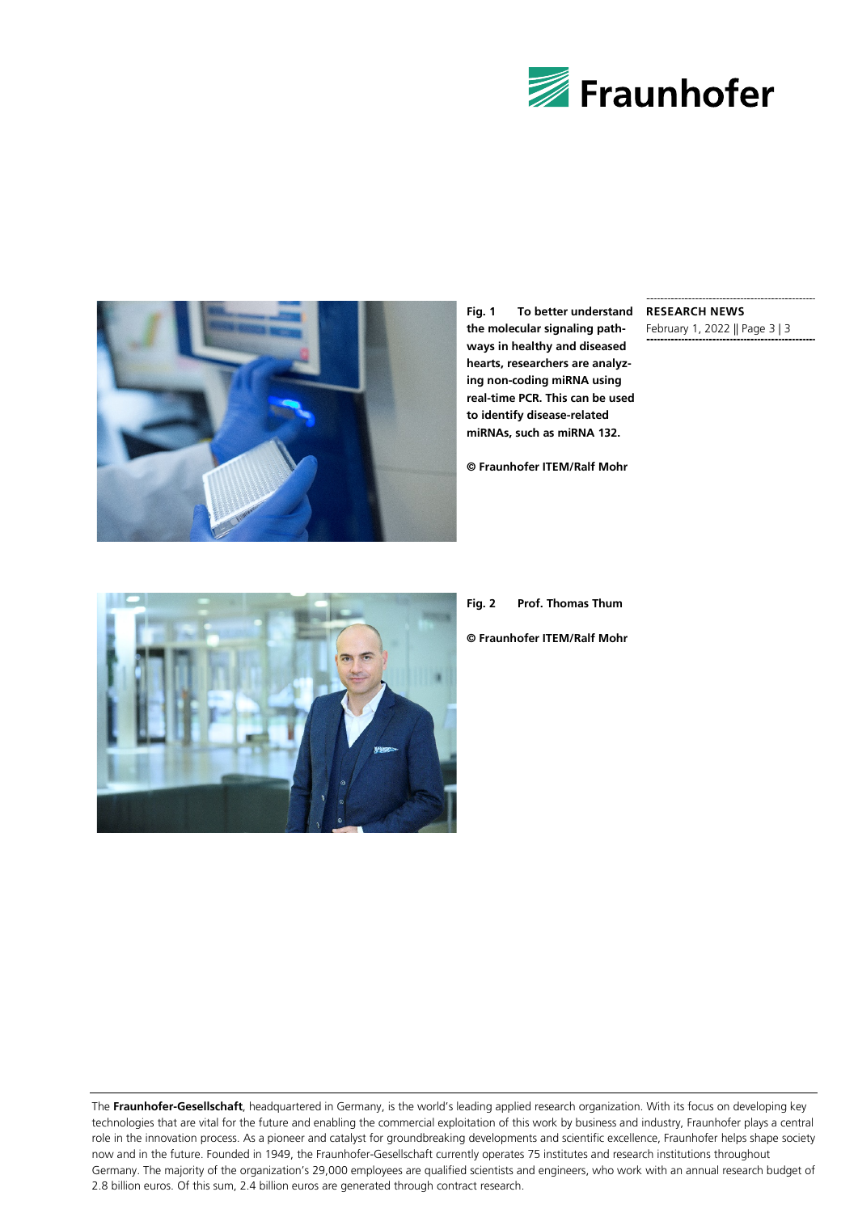**Fig. 1** **To better understand the molecular signaling pathways in healthy and diseased hearts, researchers are analyzing non-coding miRNA using real-time PCR. This can be used to identify disease-related miRNAs, such as miRNA 132.**

**© Fraunhofer ITEM/Ralf Mohr**

**Fig. 2** **Prof. Thomas Thum**

**© Fraunhofer ITEM/Ralf Mohr**

The **Fraunhofer-Gesellschaft**, headquartered in Germany, is the world's leading applied research organization. With its focus on developing key technologies that are vital for the future and enabling the commercial exploitation of this work by business and industry, Fraunhofer plays a central role in the innovation process. As a pioneer and catalyst for groundbreaking developments and scientific excellence, Fraunhofer helps shape society now and in the future. Founded in 1949, the Fraunhofer-Gesellschaft currently operates 75 institutes and research institutions throughout Germany. The majority of the organization's 29,000 employees are qualified scientists and engineers, who work with an annual research budget of 2.8 billion euros. Of this sum, 2.4 billion euros are generated through contract research.